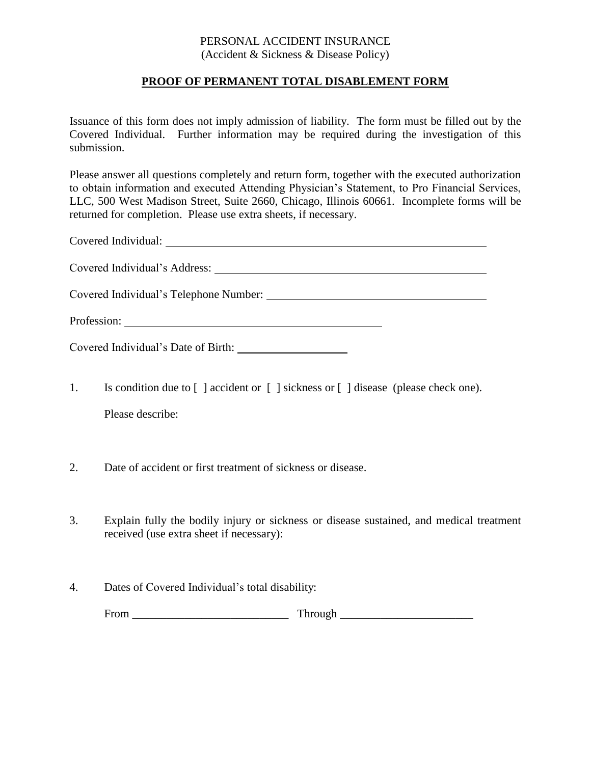PERSONAL ACCIDENT INSURANCE
(Accident & Sickness & Disease Policy)

## PROOF OF PERMANENT TOTAL DISABLEMENT FORM

Issuance of this form does not imply admission of liability. The form must be filled out by the Covered Individual. Further information may be required during the investigation of this submission.

Please answer all questions completely and return form, together with the executed authorization to obtain information and executed Attending Physician's Statement, to Pro Financial Services, LLC, 500 West Madison Street, Suite 2660, Chicago, Illinois 60661. Incomplete forms will be returned for completion. Please use extra sheets, if necessary.

Covered Individual: ____________________________________________________________

Covered Individual's Address: ____________________________________________________

Covered Individual's Telephone Number: ____________________________________________

Profession: ______________________________________________

Covered Individual's Date of Birth: ____________________

1. Is condition due to [ ] accident or [ ] sickness or [ ] disease (please check one).

   Please describe:

2. Date of accident or first treatment of sickness or disease.

3. Explain fully the bodily injury or sickness or disease sustained, and medical treatment received (use extra sheet if necessary):

4. Dates of Covered Individual's total disability:

   From ___________________________ Through _______________________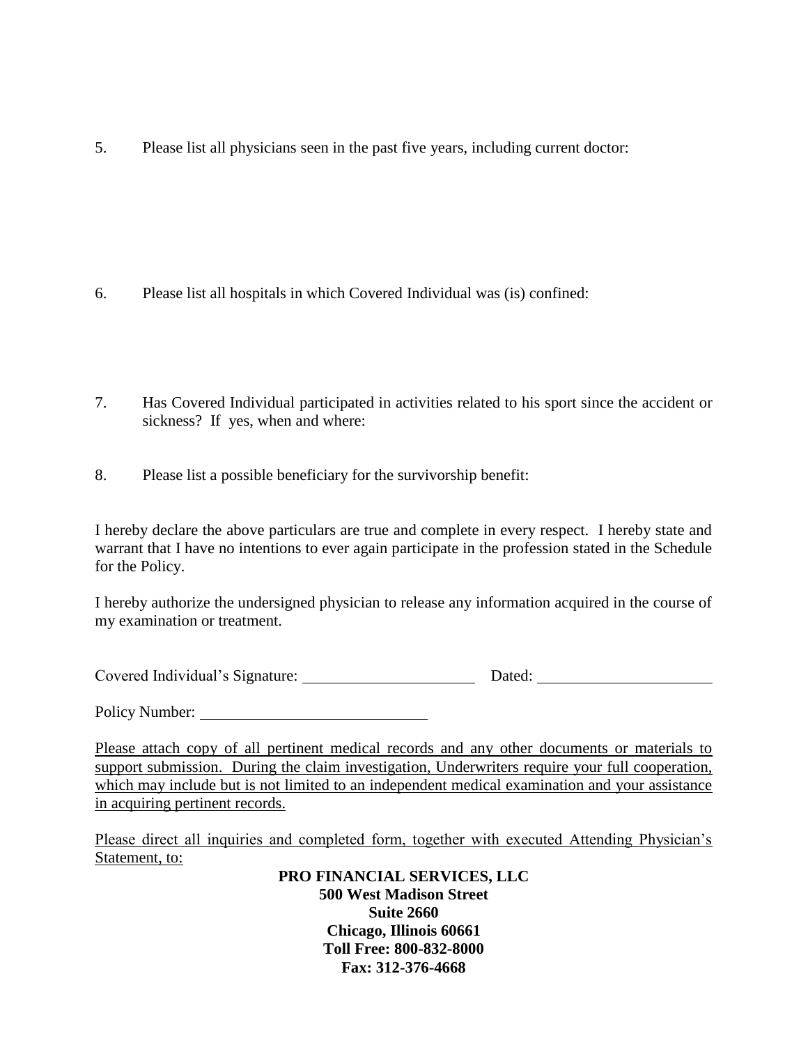5. Please list all physicians seen in the past five years, including current doctor:

6. Please list all hospitals in which Covered Individual was (is) confined:

7. Has Covered Individual participated in activities related to his sport since the accident or sickness? If yes, when and where:

8. Please list a possible beneficiary for the survivorship benefit:

I hereby declare the above particulars are true and complete in every respect. I hereby state and warrant that I have no intentions to ever again participate in the profession stated in the Schedule for the Policy.

I hereby authorize the undersigned physician to release any information acquired in the course of my examination or treatment.

Covered Individual's Signature: ______________________ Dated: ______________________

Policy Number: ____________________________

<u>Please attach copy of all pertinent medical records and any other documents or materials to support submission. During the claim investigation, Underwriters require your full cooperation, which may include but is not limited to an independent medical examination and your assistance in acquiring pertinent records.</u>

<u>Please direct all inquiries and completed form, together with executed Attending Physician's Statement, to:</u>

**PRO FINANCIAL SERVICES, LLC**
**500 West Madison Street**
**Suite 2660**
**Chicago, Illinois 60661**
**Toll Free: 800-832-8000**
**Fax: 312-376-4668**